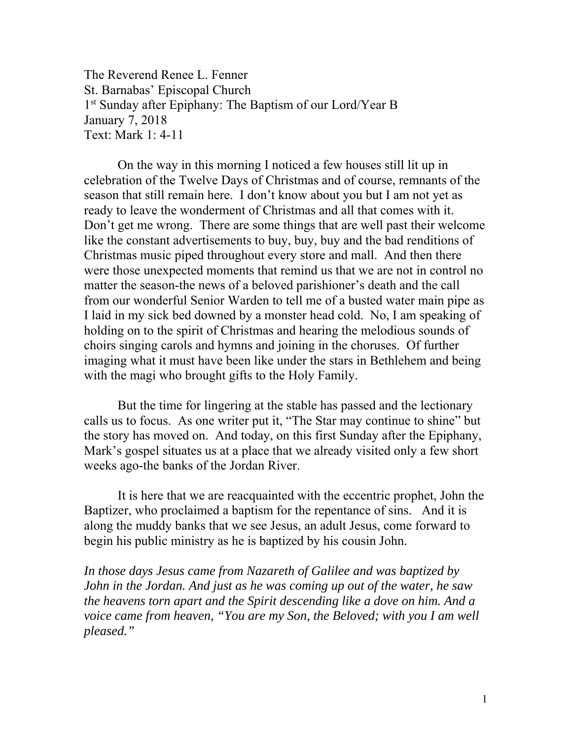The Reverend Renee L. Fenner
St. Barnabas' Episcopal Church
1st Sunday after Epiphany: The Baptism of our Lord/Year B
January 7, 2018
Text: Mark 1: 4-11

On the way in this morning I noticed a few houses still lit up in celebration of the Twelve Days of Christmas and of course, remnants of the season that still remain here. I don't know about you but I am not yet as ready to leave the wonderment of Christmas and all that comes with it. Don't get me wrong. There are some things that are well past their welcome like the constant advertisements to buy, buy, buy and the bad renditions of Christmas music piped throughout every store and mall. And then there were those unexpected moments that remind us that we are not in control no matter the season-the news of a beloved parishioner's death and the call from our wonderful Senior Warden to tell me of a busted water main pipe as I laid in my sick bed downed by a monster head cold. No, I am speaking of holding on to the spirit of Christmas and hearing the melodious sounds of choirs singing carols and hymns and joining in the choruses. Of further imaging what it must have been like under the stars in Bethlehem and being with the magi who brought gifts to the Holy Family.

But the time for lingering at the stable has passed and the lectionary calls us to focus. As one writer put it, "The Star may continue to shine" but the story has moved on. And today, on this first Sunday after the Epiphany, Mark's gospel situates us at a place that we already visited only a few short weeks ago-the banks of the Jordan River.

It is here that we are reacquainted with the eccentric prophet, John the Baptizer, who proclaimed a baptism for the repentance of sins. And it is along the muddy banks that we see Jesus, an adult Jesus, come forward to begin his public ministry as he is baptized by his cousin John.

*In those days Jesus came from Nazareth of Galilee and was baptized by John in the Jordan. And just as he was coming up out of the water, he saw the heavens torn apart and the Spirit descending like a dove on him. And a voice came from heaven, "You are my Son, the Beloved; with you I am well pleased."*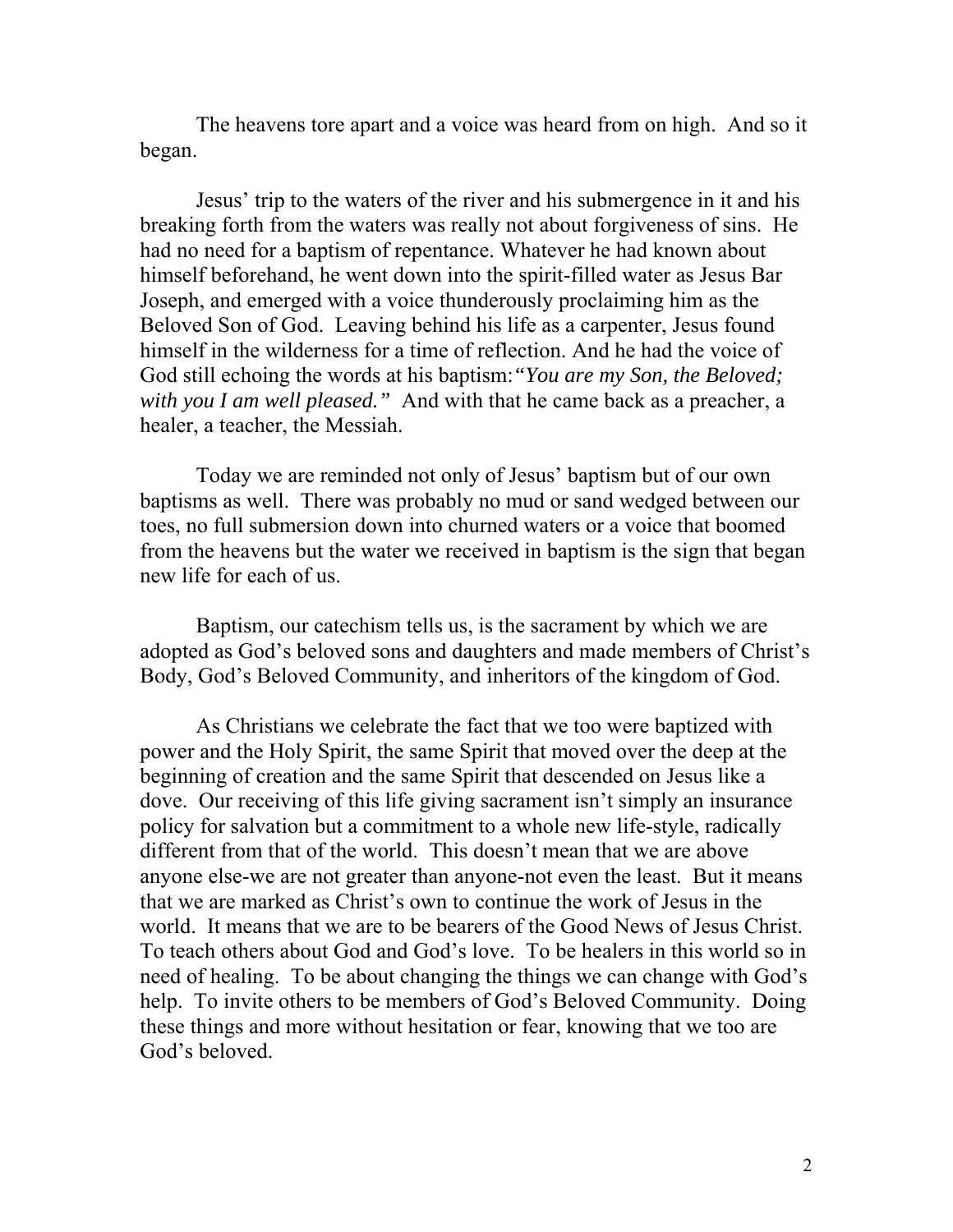The heavens tore apart and a voice was heard from on high. And so it began.

Jesus' trip to the waters of the river and his submergence in it and his breaking forth from the waters was really not about forgiveness of sins. He had no need for a baptism of repentance. Whatever he had known about himself beforehand, he went down into the spirit-filled water as Jesus Bar Joseph, and emerged with a voice thunderously proclaiming him as the Beloved Son of God. Leaving behind his life as a carpenter, Jesus found himself in the wilderness for a time of reflection. And he had the voice of God still echoing the words at his baptism:*"You are my Son, the Beloved; with you I am well pleased."* And with that he came back as a preacher, a healer, a teacher, the Messiah.

Today we are reminded not only of Jesus' baptism but of our own baptisms as well. There was probably no mud or sand wedged between our toes, no full submersion down into churned waters or a voice that boomed from the heavens but the water we received in baptism is the sign that began new life for each of us.

Baptism, our catechism tells us, is the sacrament by which we are adopted as God's beloved sons and daughters and made members of Christ's Body, God's Beloved Community, and inheritors of the kingdom of God.

As Christians we celebrate the fact that we too were baptized with power and the Holy Spirit, the same Spirit that moved over the deep at the beginning of creation and the same Spirit that descended on Jesus like a dove. Our receiving of this life giving sacrament isn't simply an insurance policy for salvation but a commitment to a whole new life-style, radically different from that of the world. This doesn't mean that we are above anyone else-we are not greater than anyone-not even the least. But it means that we are marked as Christ's own to continue the work of Jesus in the world. It means that we are to be bearers of the Good News of Jesus Christ. To teach others about God and God's love. To be healers in this world so in need of healing. To be about changing the things we can change with God's help. To invite others to be members of God's Beloved Community. Doing these things and more without hesitation or fear, knowing that we too are God's beloved.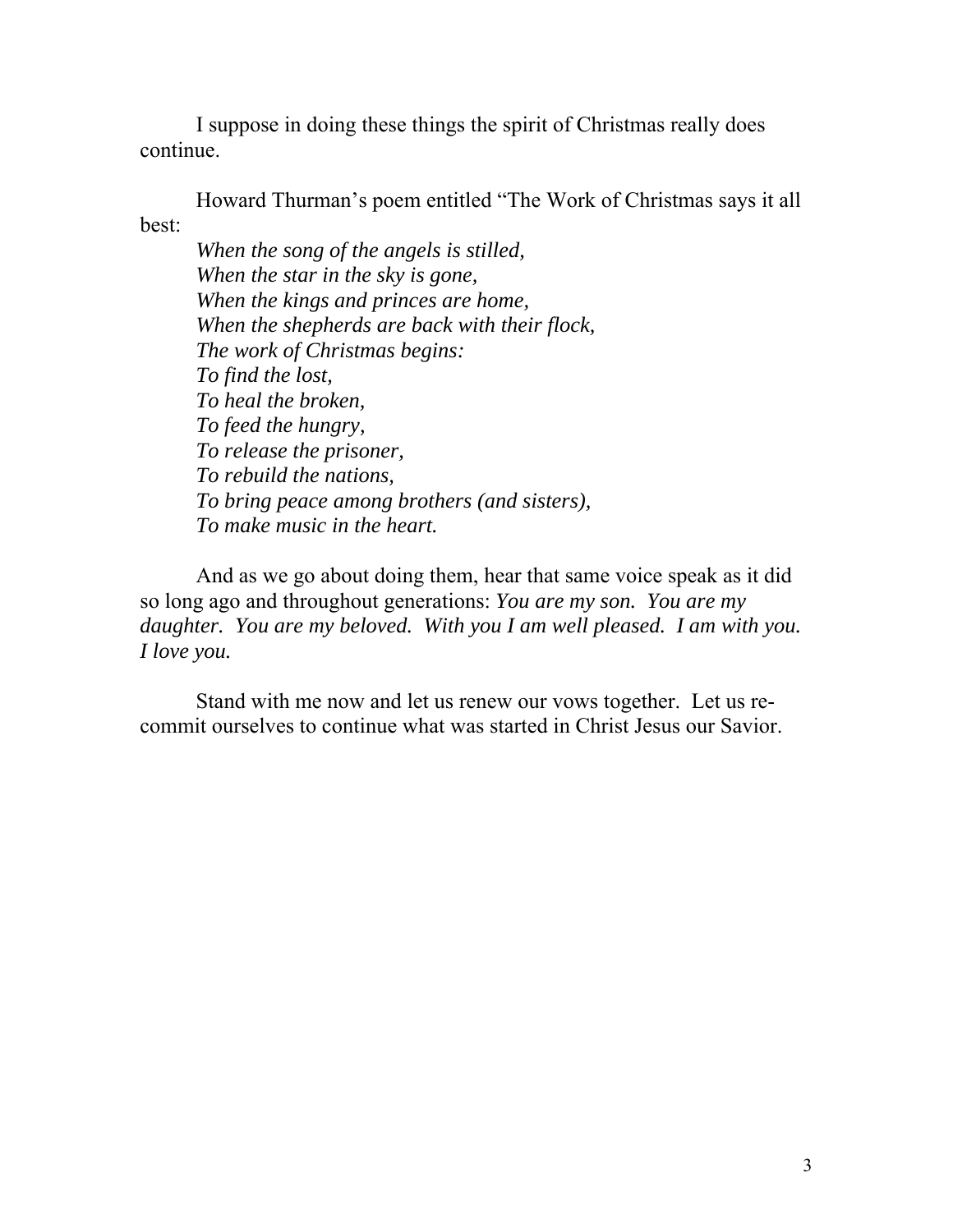I suppose in doing these things the spirit of Christmas really does continue.

Howard Thurman's poem entitled "The Work of Christmas says it all best:

*When the song of the angels is stilled,*  
*When the star in the sky is gone,*  
*When the kings and princes are home,*  
*When the shepherds are back with their flock,*  
*The work of Christmas begins:*  
*To find the lost,*  
*To heal the broken,*  
*To feed the hungry,*  
*To release the prisoner,*  
*To rebuild the nations,*  
*To bring peace among brothers (and sisters),*  
*To make music in the heart.*

And as we go about doing them, hear that same voice speak as it did so long ago and throughout generations: *You are my son. You are my daughter. You are my beloved. With you I am well pleased. I am with you. I love you.*

Stand with me now and let us renew our vows together. Let us re-commit ourselves to continue what was started in Christ Jesus our Savior.